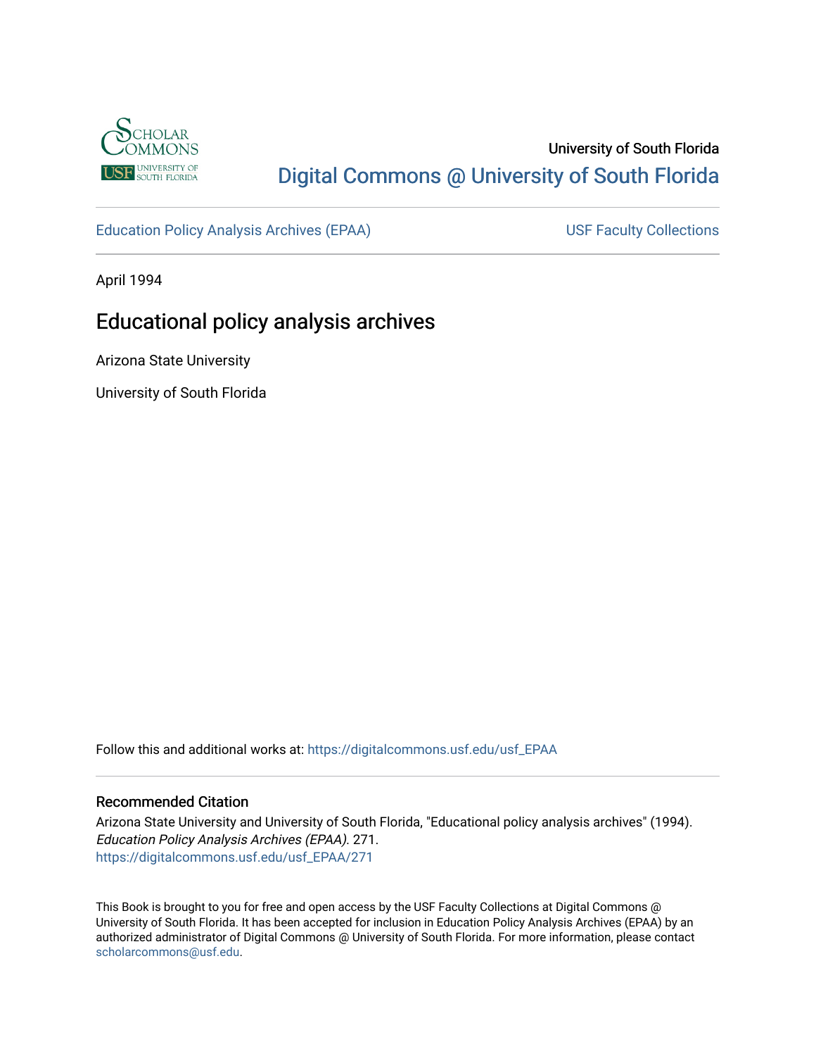University of South Florida

Digital Commons @ University of South Florida

Education Policy Analysis Archives (EPAA) USF Faculty Collections

April 1994

# Educational policy analysis archives

Arizona State University

University of South Florida

Follow this and additional works at: https://digitalcommons.usf.edu/usf_EPAA

## Recommended Citation

Arizona State University and University of South Florida, "Educational policy analysis archives" (1994). *Education Policy Analysis Archives (EPAA)*. 271.
https://digitalcommons.usf.edu/usf_EPAA/271

This Book is brought to you for free and open access by the USF Faculty Collections at Digital Commons @ University of South Florida. It has been accepted for inclusion in Education Policy Analysis Archives (EPAA) by an authorized administrator of Digital Commons @ University of South Florida. For more information, please contact scholarcommons@usf.edu.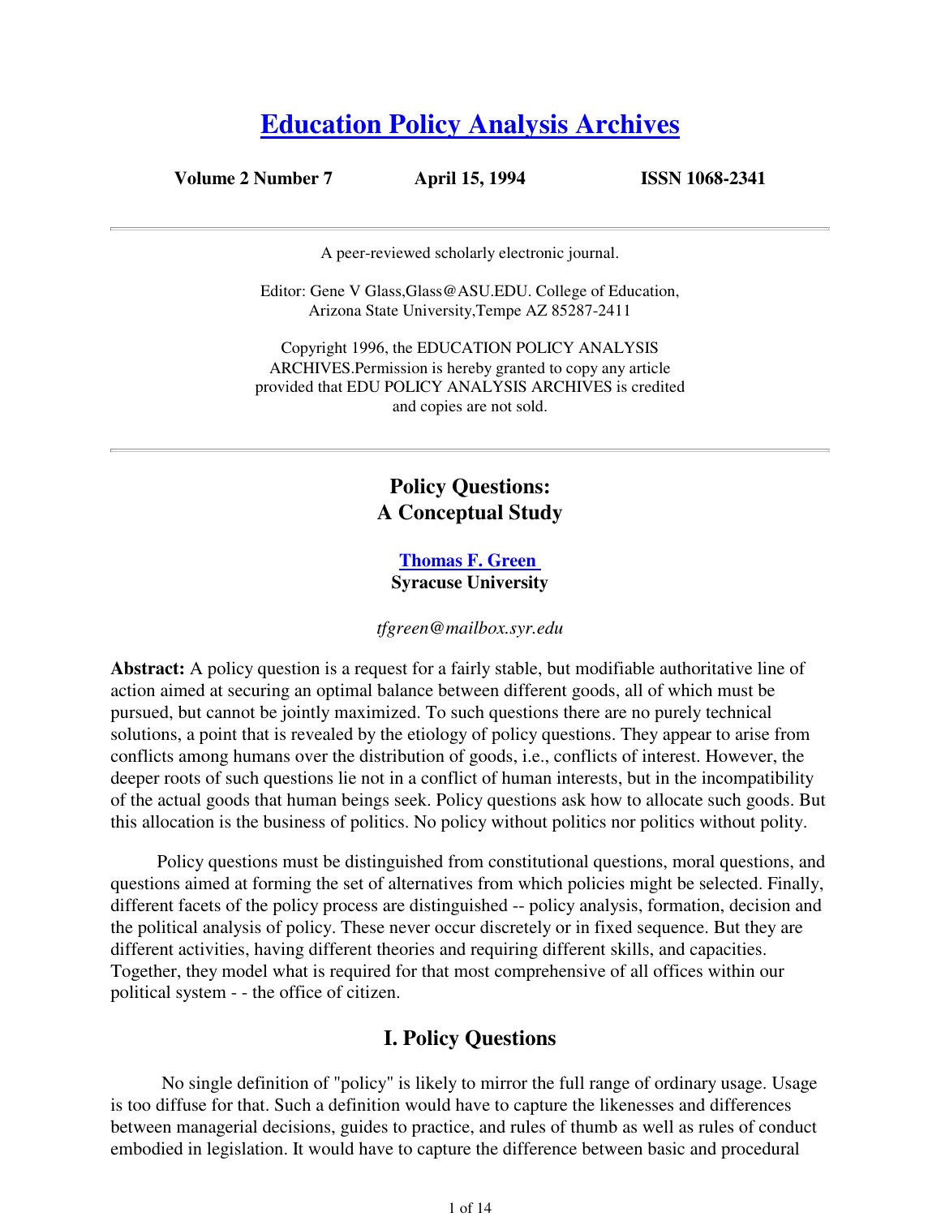# Education Policy Analysis Archives

**Volume 2 Number 7 April 15, 1994 ISSN 1068-2341**

---

A peer-reviewed scholarly electronic journal.

Editor: Gene V Glass,Glass@ASU.EDU. College of Education, Arizona State University,Tempe AZ 85287-2411

Copyright 1996, the EDUCATION POLICY ANALYSIS ARCHIVES.Permission is hereby granted to copy any article provided that EDU POLICY ANALYSIS ARCHIVES is credited and copies are not sold.

---

## Policy Questions: A Conceptual Study

**Thomas F. Green**
**Syracuse University**

*tfgreen@mailbox.syr.edu*

**Abstract:** A policy question is a request for a fairly stable, but modifiable authoritative line of action aimed at securing an optimal balance between different goods, all of which must be pursued, but cannot be jointly maximized. To such questions there are no purely technical solutions, a point that is revealed by the etiology of policy questions. They appear to arise from conflicts among humans over the distribution of goods, i.e., conflicts of interest. However, the deeper roots of such questions lie not in a conflict of human interests, but in the incompatibility of the actual goods that human beings seek. Policy questions ask how to allocate such goods. But this allocation is the business of politics. No policy without politics nor politics without polity.

Policy questions must be distinguished from constitutional questions, moral questions, and questions aimed at forming the set of alternatives from which policies might be selected. Finally, different facets of the policy process are distinguished -- policy analysis, formation, decision and the political analysis of policy. These never occur discretely or in fixed sequence. But they are different activities, having different theories and requiring different skills, and capacities. Together, they model what is required for that most comprehensive of all offices within our political system - - the office of citizen.

## I. Policy Questions

No single definition of "policy" is likely to mirror the full range of ordinary usage. Usage is too diffuse for that. Such a definition would have to capture the likenesses and differences between managerial decisions, guides to practice, and rules of thumb as well as rules of conduct embodied in legislation. It would have to capture the difference between basic and procedural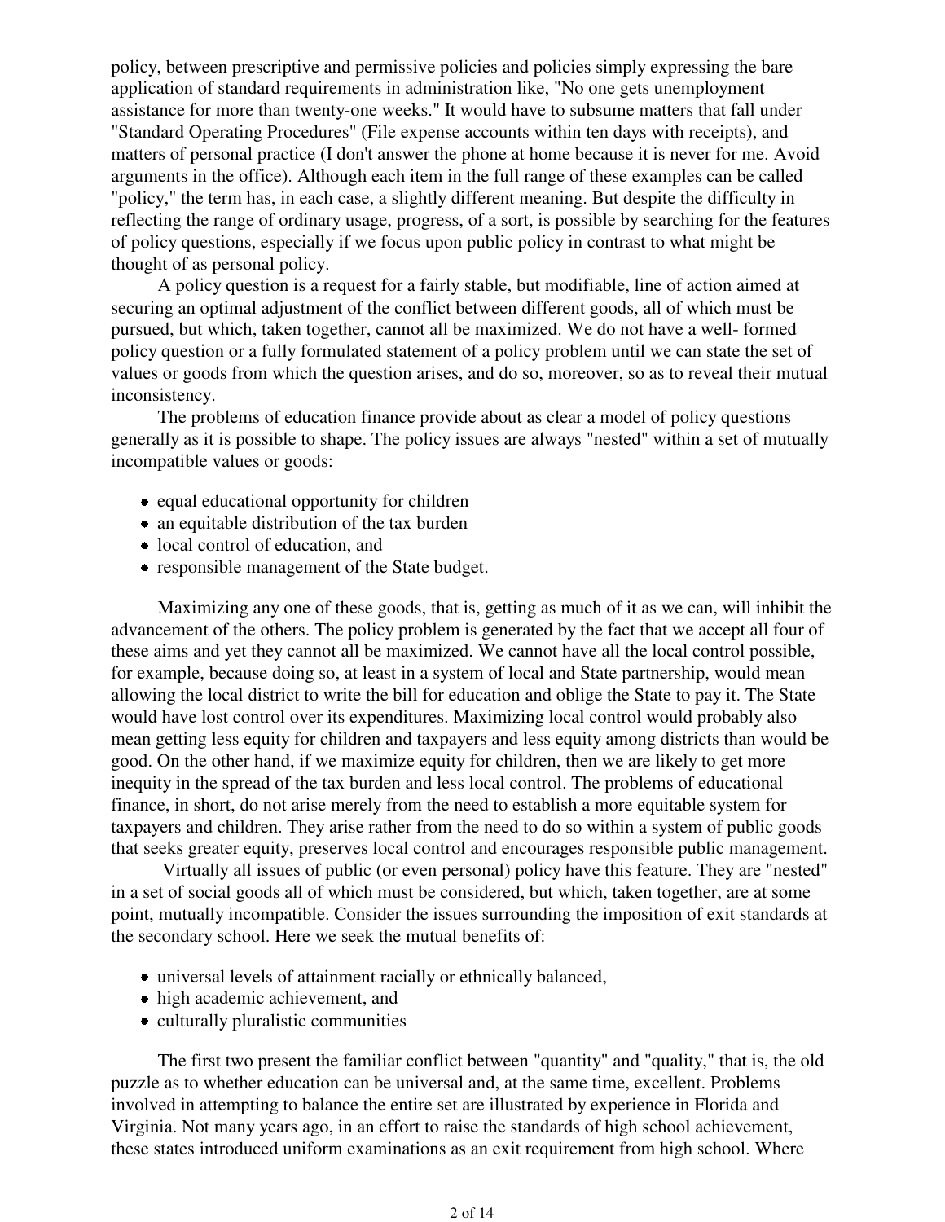policy, between prescriptive and permissive policies and policies simply expressing the bare application of standard requirements in administration like, "No one gets unemployment assistance for more than twenty-one weeks." It would have to subsume matters that fall under "Standard Operating Procedures" (File expense accounts within ten days with receipts), and matters of personal practice (I don't answer the phone at home because it is never for me. Avoid arguments in the office). Although each item in the full range of these examples can be called "policy," the term has, in each case, a slightly different meaning. But despite the difficulty in reflecting the range of ordinary usage, progress, of a sort, is possible by searching for the features of policy questions, especially if we focus upon public policy in contrast to what might be thought of as personal policy.

A policy question is a request for a fairly stable, but modifiable, line of action aimed at securing an optimal adjustment of the conflict between different goods, all of which must be pursued, but which, taken together, cannot all be maximized. We do not have a well- formed policy question or a fully formulated statement of a policy problem until we can state the set of values or goods from which the question arises, and do so, moreover, so as to reveal their mutual inconsistency.

The problems of education finance provide about as clear a model of policy questions generally as it is possible to shape. The policy issues are always "nested" within a set of mutually incompatible values or goods:

- equal educational opportunity for children
- an equitable distribution of the tax burden
- local control of education, and
- responsible management of the State budget.

Maximizing any one of these goods, that is, getting as much of it as we can, will inhibit the advancement of the others. The policy problem is generated by the fact that we accept all four of these aims and yet they cannot all be maximized. We cannot have all the local control possible, for example, because doing so, at least in a system of local and State partnership, would mean allowing the local district to write the bill for education and oblige the State to pay it. The State would have lost control over its expenditures. Maximizing local control would probably also mean getting less equity for children and taxpayers and less equity among districts than would be good. On the other hand, if we maximize equity for children, then we are likely to get more inequity in the spread of the tax burden and less local control. The problems of educational finance, in short, do not arise merely from the need to establish a more equitable system for taxpayers and children. They arise rather from the need to do so within a system of public goods that seeks greater equity, preserves local control and encourages responsible public management.

Virtually all issues of public (or even personal) policy have this feature. They are "nested" in a set of social goods all of which must be considered, but which, taken together, are at some point, mutually incompatible. Consider the issues surrounding the imposition of exit standards at the secondary school. Here we seek the mutual benefits of:

- universal levels of attainment racially or ethnically balanced,
- high academic achievement, and
- culturally pluralistic communities

The first two present the familiar conflict between "quantity" and "quality," that is, the old puzzle as to whether education can be universal and, at the same time, excellent. Problems involved in attempting to balance the entire set are illustrated by experience in Florida and Virginia. Not many years ago, in an effort to raise the standards of high school achievement, these states introduced uniform examinations as an exit requirement from high school. Where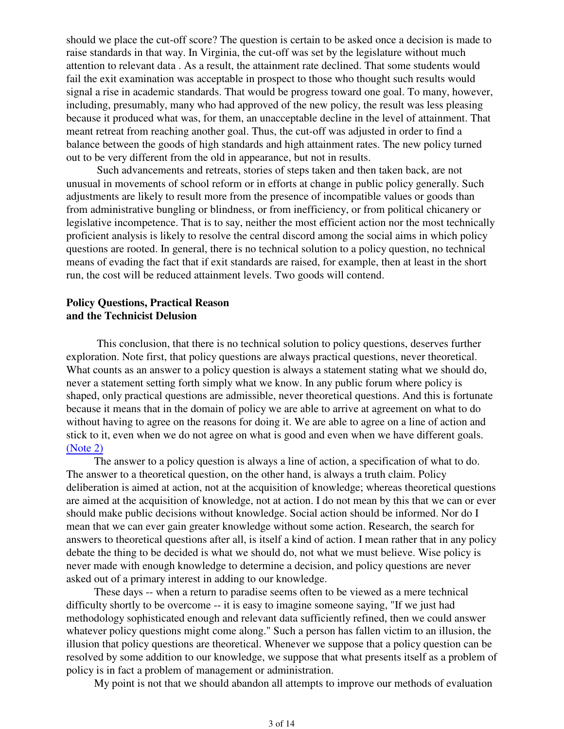should we place the cut-off score? The question is certain to be asked once a decision is made to raise standards in that way. In Virginia, the cut-off was set by the legislature without much attention to relevant data . As a result, the attainment rate declined. That some students would fail the exit examination was acceptable in prospect to those who thought such results would signal a rise in academic standards. That would be progress toward one goal. To many, however, including, presumably, many who had approved of the new policy, the result was less pleasing because it produced what was, for them, an unacceptable decline in the level of attainment. That meant retreat from reaching another goal. Thus, the cut-off was adjusted in order to find a balance between the goods of high standards and high attainment rates. The new policy turned out to be very different from the old in appearance, but not in results.

Such advancements and retreats, stories of steps taken and then taken back, are not unusual in movements of school reform or in efforts at change in public policy generally. Such adjustments are likely to result more from the presence of incompatible values or goods than from administrative bungling or blindness, or from inefficiency, or from political chicanery or legislative incompetence. That is to say, neither the most efficient action nor the most technically proficient analysis is likely to resolve the central discord among the social aims in which policy questions are rooted. In general, there is no technical solution to a policy question, no technical means of evading the fact that if exit standards are raised, for example, then at least in the short run, the cost will be reduced attainment levels. Two goods will contend.

## Policy Questions, Practical Reason and the Technicist Delusion

This conclusion, that there is no technical solution to policy questions, deserves further exploration. Note first, that policy questions are always practical questions, never theoretical. What counts as an answer to a policy question is always a statement stating what we should do, never a statement setting forth simply what we know. In any public forum where policy is shaped, only practical questions are admissible, never theoretical questions. And this is fortunate because it means that in the domain of policy we are able to arrive at agreement on what to do without having to agree on the reasons for doing it. We are able to agree on a line of action and stick to it, even when we do not agree on what is good and even when we have different goals. (Note 2)

The answer to a policy question is always a line of action, a specification of what to do. The answer to a theoretical question, on the other hand, is always a truth claim. Policy deliberation is aimed at action, not at the acquisition of knowledge; whereas theoretical questions are aimed at the acquisition of knowledge, not at action. I do not mean by this that we can or ever should make public decisions without knowledge. Social action should be informed. Nor do I mean that we can ever gain greater knowledge without some action. Research, the search for answers to theoretical questions after all, is itself a kind of action. I mean rather that in any policy debate the thing to be decided is what we should do, not what we must believe. Wise policy is never made with enough knowledge to determine a decision, and policy questions are never asked out of a primary interest in adding to our knowledge.

These days -- when a return to paradise seems often to be viewed as a mere technical difficulty shortly to be overcome -- it is easy to imagine someone saying, "If we just had methodology sophisticated enough and relevant data sufficiently refined, then we could answer whatever policy questions might come along." Such a person has fallen victim to an illusion, the illusion that policy questions are theoretical. Whenever we suppose that a policy question can be resolved by some addition to our knowledge, we suppose that what presents itself as a problem of policy is in fact a problem of management or administration.

My point is not that we should abandon all attempts to improve our methods of evaluation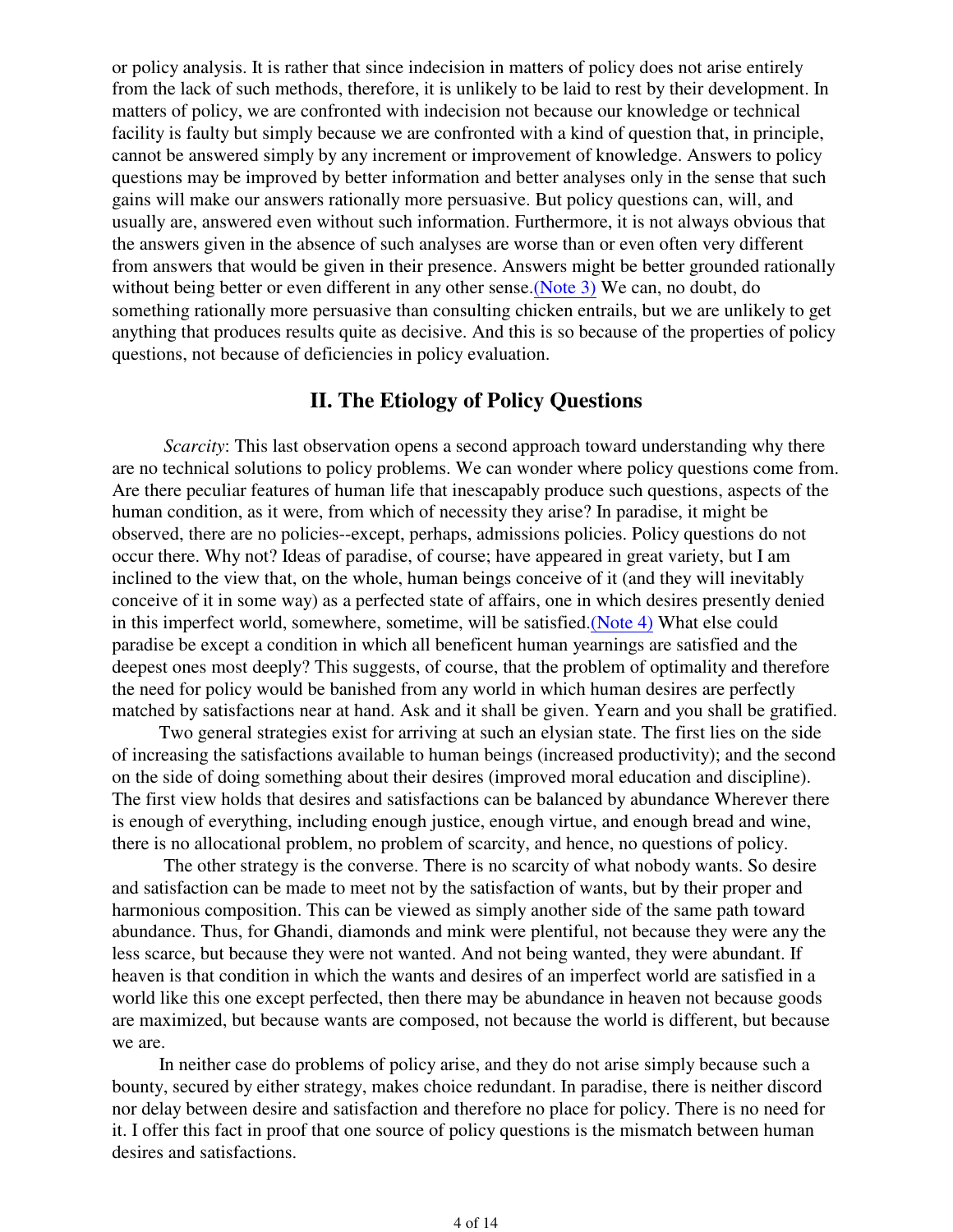or policy analysis. It is rather that since indecision in matters of policy does not arise entirely from the lack of such methods, therefore, it is unlikely to be laid to rest by their development. In matters of policy, we are confronted with indecision not because our knowledge or technical facility is faulty but simply because we are confronted with a kind of question that, in principle, cannot be answered simply by any increment or improvement of knowledge. Answers to policy questions may be improved by better information and better analyses only in the sense that such gains will make our answers rationally more persuasive. But policy questions can, will, and usually are, answered even without such information. Furthermore, it is not always obvious that the answers given in the absence of such analyses are worse than or even often very different from answers that would be given in their presence. Answers might be better grounded rationally without being better or even different in any other sense.(Note 3) We can, no doubt, do something rationally more persuasive than consulting chicken entrails, but we are unlikely to get anything that produces results quite as decisive. And this is so because of the properties of policy questions, not because of deficiencies in policy evaluation.

## II. The Etiology of Policy Questions

*Scarcity*: This last observation opens a second approach toward understanding why there are no technical solutions to policy problems. We can wonder where policy questions come from. Are there peculiar features of human life that inescapably produce such questions, aspects of the human condition, as it were, from which of necessity they arise? In paradise, it might be observed, there are no policies--except, perhaps, admissions policies. Policy questions do not occur there. Why not? Ideas of paradise, of course; have appeared in great variety, but I am inclined to the view that, on the whole, human beings conceive of it (and they will inevitably conceive of it in some way) as a perfected state of affairs, one in which desires presently denied in this imperfect world, somewhere, sometime, will be satisfied.(Note 4) What else could paradise be except a condition in which all beneficent human yearnings are satisfied and the deepest ones most deeply? This suggests, of course, that the problem of optimality and therefore the need for policy would be banished from any world in which human desires are perfectly matched by satisfactions near at hand. Ask and it shall be given. Yearn and you shall be gratified.

Two general strategies exist for arriving at such an elysian state. The first lies on the side of increasing the satisfactions available to human beings (increased productivity); and the second on the side of doing something about their desires (improved moral education and discipline). The first view holds that desires and satisfactions can be balanced by abundance Wherever there is enough of everything, including enough justice, enough virtue, and enough bread and wine, there is no allocational problem, no problem of scarcity, and hence, no questions of policy.

The other strategy is the converse. There is no scarcity of what nobody wants. So desire and satisfaction can be made to meet not by the satisfaction of wants, but by their proper and harmonious composition. This can be viewed as simply another side of the same path toward abundance. Thus, for Ghandi, diamonds and mink were plentiful, not because they were any the less scarce, but because they were not wanted. And not being wanted, they were abundant. If heaven is that condition in which the wants and desires of an imperfect world are satisfied in a world like this one except perfected, then there may be abundance in heaven not because goods are maximized, but because wants are composed, not because the world is different, but because we are.

In neither case do problems of policy arise, and they do not arise simply because such a bounty, secured by either strategy, makes choice redundant. In paradise, there is neither discord nor delay between desire and satisfaction and therefore no place for policy. There is no need for it. I offer this fact in proof that one source of policy questions is the mismatch between human desires and satisfactions.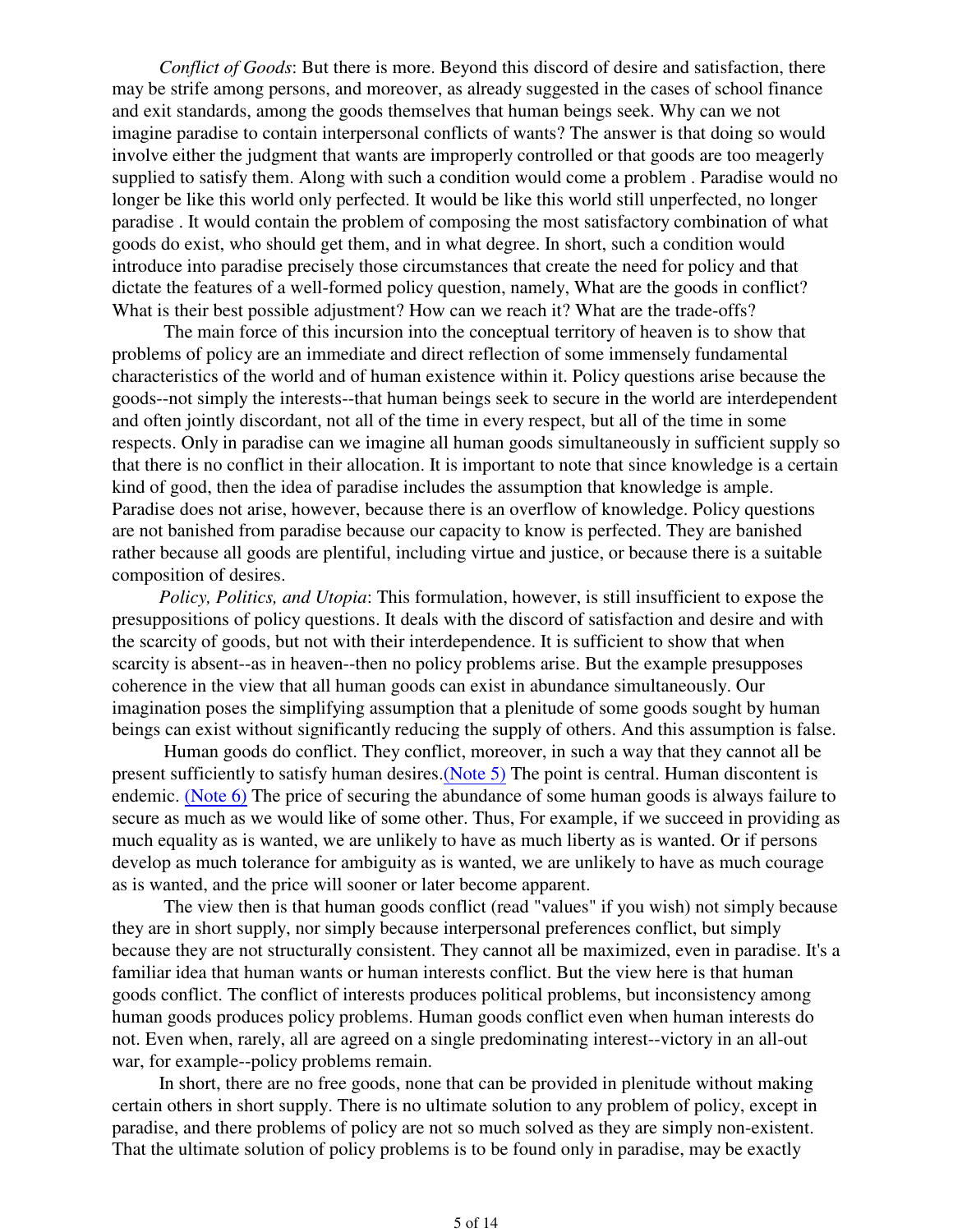*Conflict of Goods*: But there is more. Beyond this discord of desire and satisfaction, there may be strife among persons, and moreover, as already suggested in the cases of school finance and exit standards, among the goods themselves that human beings seek. Why can we not imagine paradise to contain interpersonal conflicts of wants? The answer is that doing so would involve either the judgment that wants are improperly controlled or that goods are too meagerly supplied to satisfy them. Along with such a condition would come a problem . Paradise would no longer be like this world only perfected. It would be like this world still unperfected, no longer paradise . It would contain the problem of composing the most satisfactory combination of what goods do exist, who should get them, and in what degree. In short, such a condition would introduce into paradise precisely those circumstances that create the need for policy and that dictate the features of a well-formed policy question, namely, What are the goods in conflict? What is their best possible adjustment? How can we reach it? What are the trade-offs?

The main force of this incursion into the conceptual territory of heaven is to show that problems of policy are an immediate and direct reflection of some immensely fundamental characteristics of the world and of human existence within it. Policy questions arise because the goods--not simply the interests--that human beings seek to secure in the world are interdependent and often jointly discordant, not all of the time in every respect, but all of the time in some respects. Only in paradise can we imagine all human goods simultaneously in sufficient supply so that there is no conflict in their allocation. It is important to note that since knowledge is a certain kind of good, then the idea of paradise includes the assumption that knowledge is ample. Paradise does not arise, however, because there is an overflow of knowledge. Policy questions are not banished from paradise because our capacity to know is perfected. They are banished rather because all goods are plentiful, including virtue and justice, or because there is a suitable composition of desires.

*Policy, Politics, and Utopia*: This formulation, however, is still insufficient to expose the presuppositions of policy questions. It deals with the discord of satisfaction and desire and with the scarcity of goods, but not with their interdependence. It is sufficient to show that when scarcity is absent--as in heaven--then no policy problems arise. But the example presupposes coherence in the view that all human goods can exist in abundance simultaneously. Our imagination poses the simplifying assumption that a plenitude of some goods sought by human beings can exist without significantly reducing the supply of others. And this assumption is false.

Human goods do conflict. They conflict, moreover, in such a way that they cannot all be present sufficiently to satisfy human desires.(Note 5) The point is central. Human discontent is endemic. (Note 6) The price of securing the abundance of some human goods is always failure to secure as much as we would like of some other. Thus, For example, if we succeed in providing as much equality as is wanted, we are unlikely to have as much liberty as is wanted. Or if persons develop as much tolerance for ambiguity as is wanted, we are unlikely to have as much courage as is wanted, and the price will sooner or later become apparent.

The view then is that human goods conflict (read "values" if you wish) not simply because they are in short supply, nor simply because interpersonal preferences conflict, but simply because they are not structurally consistent. They cannot all be maximized, even in paradise. It's a familiar idea that human wants or human interests conflict. But the view here is that human goods conflict. The conflict of interests produces political problems, but inconsistency among human goods produces policy problems. Human goods conflict even when human interests do not. Even when, rarely, all are agreed on a single predominating interest--victory in an all-out war, for example--policy problems remain.

In short, there are no free goods, none that can be provided in plenitude without making certain others in short supply. There is no ultimate solution to any problem of policy, except in paradise, and there problems of policy are not so much solved as they are simply non-existent. That the ultimate solution of policy problems is to be found only in paradise, may be exactly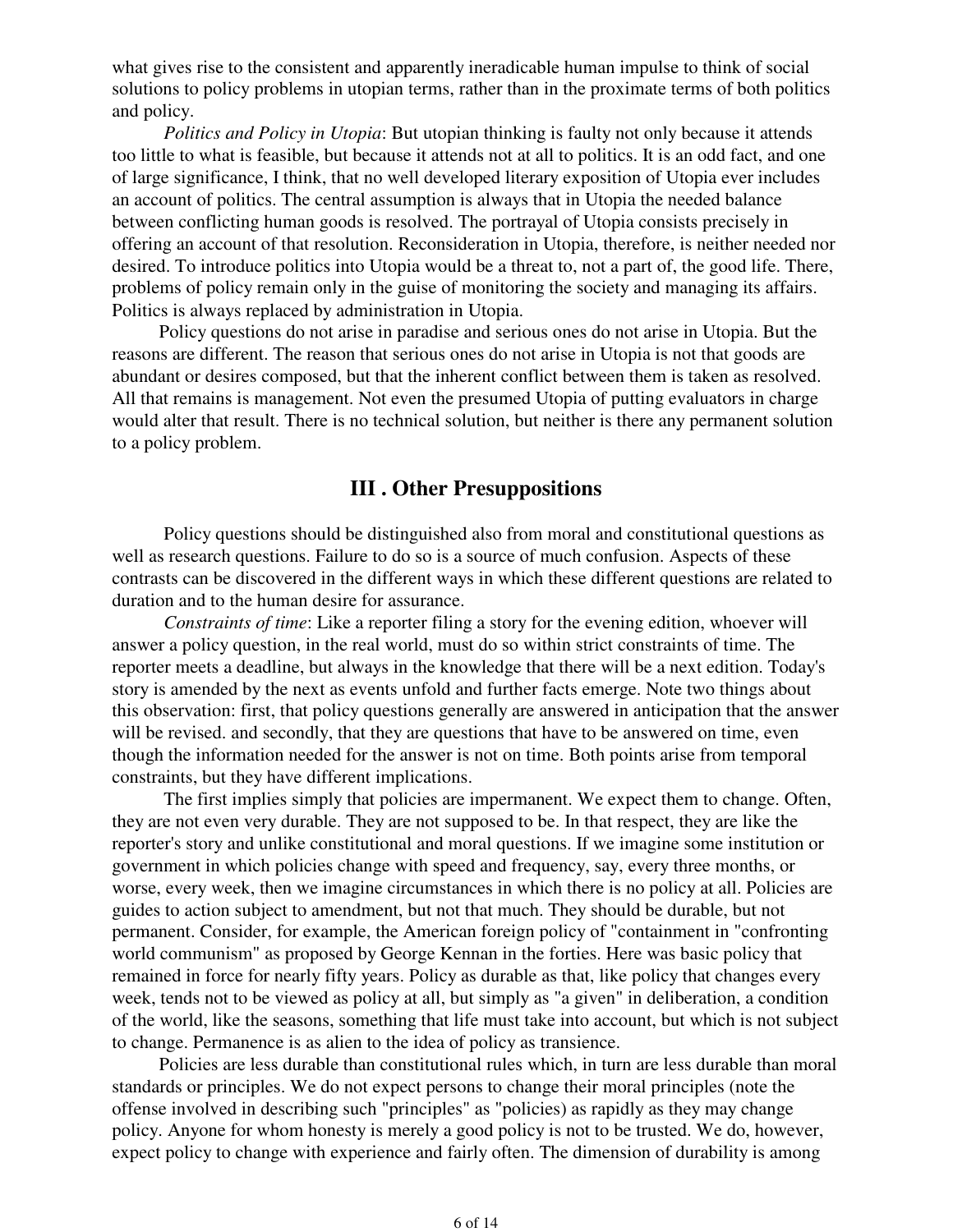what gives rise to the consistent and apparently ineradicable human impulse to think of social solutions to policy problems in utopian terms, rather than in the proximate terms of both politics and policy.

*Politics and Policy in Utopia*: But utopian thinking is faulty not only because it attends too little to what is feasible, but because it attends not at all to politics. It is an odd fact, and one of large significance, I think, that no well developed literary exposition of Utopia ever includes an account of politics. The central assumption is always that in Utopia the needed balance between conflicting human goods is resolved. The portrayal of Utopia consists precisely in offering an account of that resolution. Reconsideration in Utopia, therefore, is neither needed nor desired. To introduce politics into Utopia would be a threat to, not a part of, the good life. There, problems of policy remain only in the guise of monitoring the society and managing its affairs. Politics is always replaced by administration in Utopia.

Policy questions do not arise in paradise and serious ones do not arise in Utopia. But the reasons are different. The reason that serious ones do not arise in Utopia is not that goods are abundant or desires composed, but that the inherent conflict between them is taken as resolved. All that remains is management. Not even the presumed Utopia of putting evaluators in charge would alter that result. There is no technical solution, but neither is there any permanent solution to a policy problem.

## III . Other Presuppositions

Policy questions should be distinguished also from moral and constitutional questions as well as research questions. Failure to do so is a source of much confusion. Aspects of these contrasts can be discovered in the different ways in which these different questions are related to duration and to the human desire for assurance.

*Constraints of time*: Like a reporter filing a story for the evening edition, whoever will answer a policy question, in the real world, must do so within strict constraints of time. The reporter meets a deadline, but always in the knowledge that there will be a next edition. Today's story is amended by the next as events unfold and further facts emerge. Note two things about this observation: first, that policy questions generally are answered in anticipation that the answer will be revised. and secondly, that they are questions that have to be answered on time, even though the information needed for the answer is not on time. Both points arise from temporal constraints, but they have different implications.

The first implies simply that policies are impermanent. We expect them to change. Often, they are not even very durable. They are not supposed to be. In that respect, they are like the reporter's story and unlike constitutional and moral questions. If we imagine some institution or government in which policies change with speed and frequency, say, every three months, or worse, every week, then we imagine circumstances in which there is no policy at all. Policies are guides to action subject to amendment, but not that much. They should be durable, but not permanent. Consider, for example, the American foreign policy of "containment in "confronting world communism" as proposed by George Kennan in the forties. Here was basic policy that remained in force for nearly fifty years. Policy as durable as that, like policy that changes every week, tends not to be viewed as policy at all, but simply as "a given" in deliberation, a condition of the world, like the seasons, something that life must take into account, but which is not subject to change. Permanence is as alien to the idea of policy as transience.

Policies are less durable than constitutional rules which, in turn are less durable than moral standards or principles. We do not expect persons to change their moral principles (note the offense involved in describing such "principles" as "policies) as rapidly as they may change policy. Anyone for whom honesty is merely a good policy is not to be trusted. We do, however, expect policy to change with experience and fairly often. The dimension of durability is among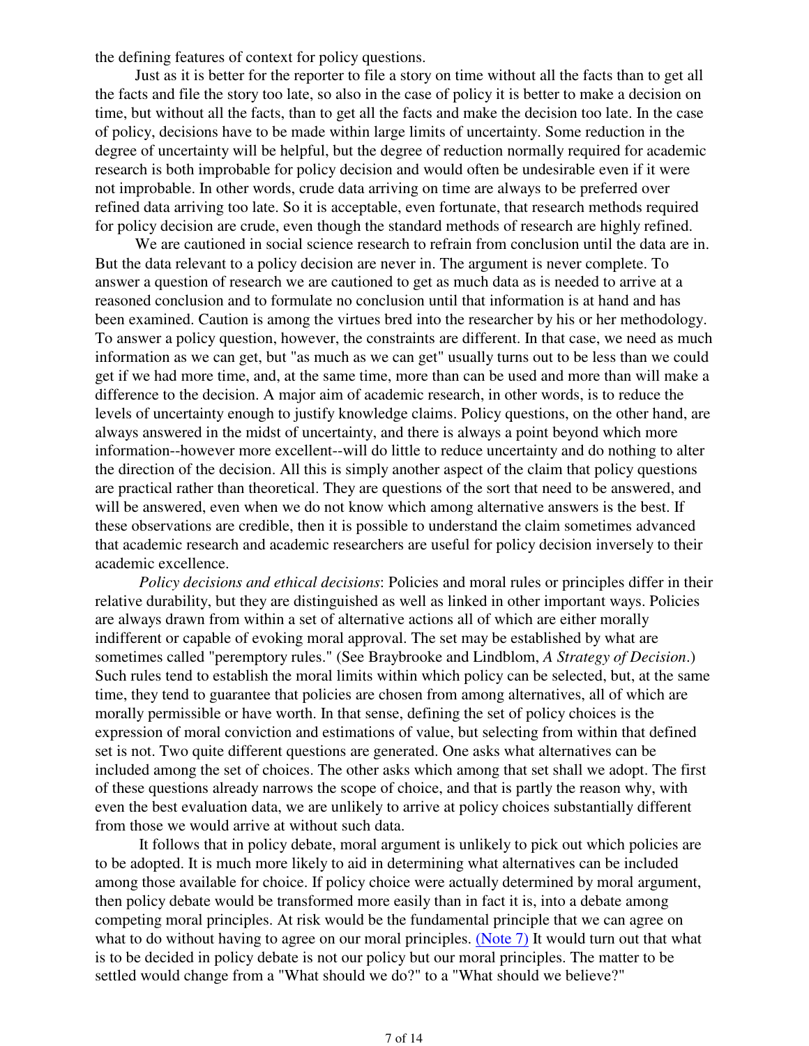the defining features of context for policy questions.

Just as it is better for the reporter to file a story on time without all the facts than to get all the facts and file the story too late, so also in the case of policy it is better to make a decision on time, but without all the facts, than to get all the facts and make the decision too late. In the case of policy, decisions have to be made within large limits of uncertainty. Some reduction in the degree of uncertainty will be helpful, but the degree of reduction normally required for academic research is both improbable for policy decision and would often be undesirable even if it were not improbable. In other words, crude data arriving on time are always to be preferred over refined data arriving too late. So it is acceptable, even fortunate, that research methods required for policy decision are crude, even though the standard methods of research are highly refined.

We are cautioned in social science research to refrain from conclusion until the data are in. But the data relevant to a policy decision are never in. The argument is never complete. To answer a question of research we are cautioned to get as much data as is needed to arrive at a reasoned conclusion and to formulate no conclusion until that information is at hand and has been examined. Caution is among the virtues bred into the researcher by his or her methodology. To answer a policy question, however, the constraints are different. In that case, we need as much information as we can get, but "as much as we can get" usually turns out to be less than we could get if we had more time, and, at the same time, more than can be used and more than will make a difference to the decision. A major aim of academic research, in other words, is to reduce the levels of uncertainty enough to justify knowledge claims. Policy questions, on the other hand, are always answered in the midst of uncertainty, and there is always a point beyond which more information--however more excellent--will do little to reduce uncertainty and do nothing to alter the direction of the decision. All this is simply another aspect of the claim that policy questions are practical rather than theoretical. They are questions of the sort that need to be answered, and will be answered, even when we do not know which among alternative answers is the best. If these observations are credible, then it is possible to understand the claim sometimes advanced that academic research and academic researchers are useful for policy decision inversely to their academic excellence.

*Policy decisions and ethical decisions*: Policies and moral rules or principles differ in their relative durability, but they are distinguished as well as linked in other important ways. Policies are always drawn from within a set of alternative actions all of which are either morally indifferent or capable of evoking moral approval. The set may be established by what are sometimes called "peremptory rules." (See Braybrooke and Lindblom, *A Strategy of Decision*.) Such rules tend to establish the moral limits within which policy can be selected, but, at the same time, they tend to guarantee that policies are chosen from among alternatives, all of which are morally permissible or have worth. In that sense, defining the set of policy choices is the expression of moral conviction and estimations of value, but selecting from within that defined set is not. Two quite different questions are generated. One asks what alternatives can be included among the set of choices. The other asks which among that set shall we adopt. The first of these questions already narrows the scope of choice, and that is partly the reason why, with even the best evaluation data, we are unlikely to arrive at policy choices substantially different from those we would arrive at without such data.

It follows that in policy debate, moral argument is unlikely to pick out which policies are to be adopted. It is much more likely to aid in determining what alternatives can be included among those available for choice. If policy choice were actually determined by moral argument, then policy debate would be transformed more easily than in fact it is, into a debate among competing moral principles. At risk would be the fundamental principle that we can agree on what to do without having to agree on our moral principles. (Note 7) It would turn out that what is to be decided in policy debate is not our policy but our moral principles. The matter to be settled would change from a "What should we do?" to a "What should we believe?"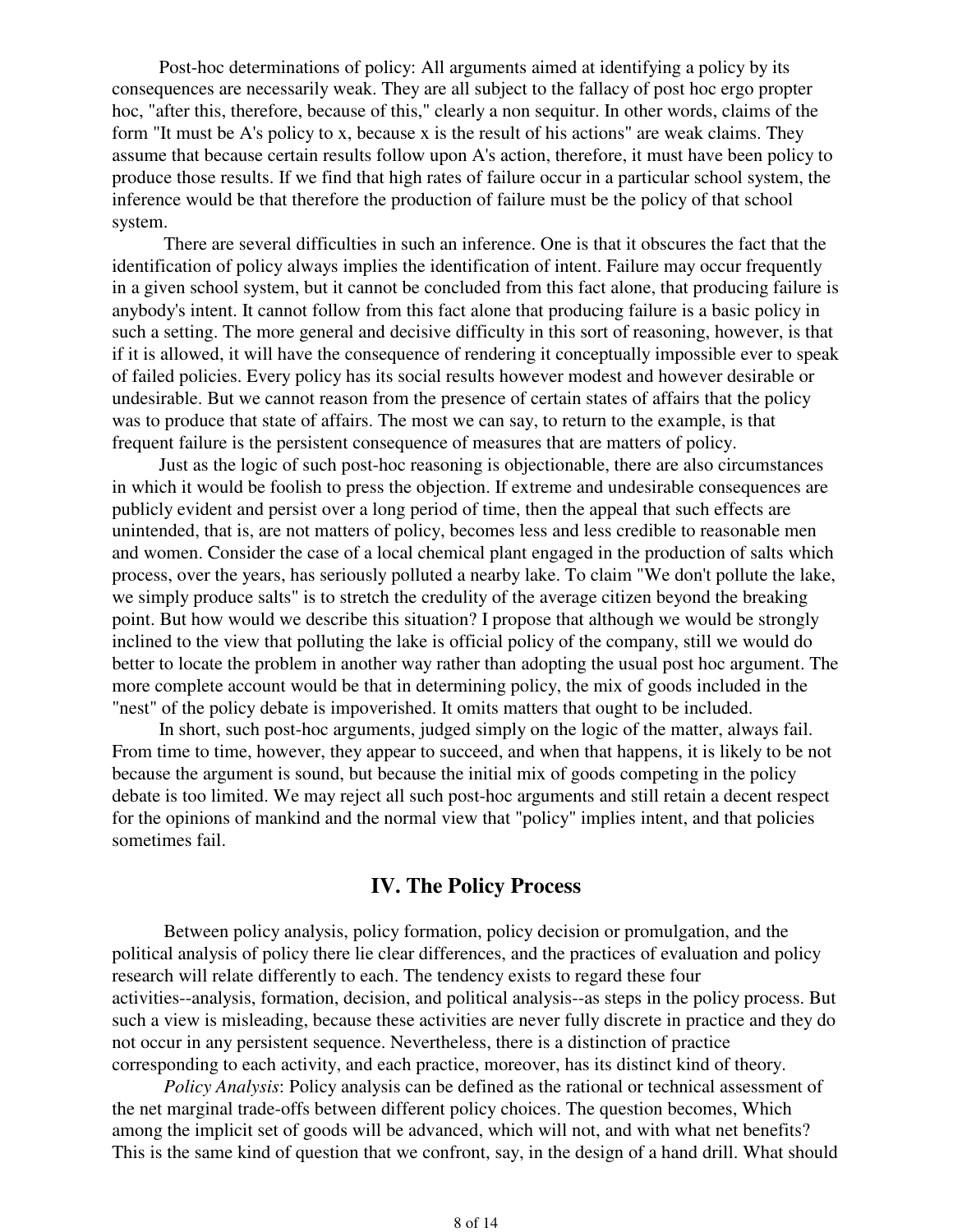Post-hoc determinations of policy: All arguments aimed at identifying a policy by its consequences are necessarily weak. They are all subject to the fallacy of post hoc ergo propter hoc, "after this, therefore, because of this," clearly a non sequitur. In other words, claims of the form "It must be A's policy to x, because x is the result of his actions" are weak claims. They assume that because certain results follow upon A's action, therefore, it must have been policy to produce those results. If we find that high rates of failure occur in a particular school system, the inference would be that therefore the production of failure must be the policy of that school system.

There are several difficulties in such an inference. One is that it obscures the fact that the identification of policy always implies the identification of intent. Failure may occur frequently in a given school system, but it cannot be concluded from this fact alone, that producing failure is anybody's intent. It cannot follow from this fact alone that producing failure is a basic policy in such a setting. The more general and decisive difficulty in this sort of reasoning, however, is that if it is allowed, it will have the consequence of rendering it conceptually impossible ever to speak of failed policies. Every policy has its social results however modest and however desirable or undesirable. But we cannot reason from the presence of certain states of affairs that the policy was to produce that state of affairs. The most we can say, to return to the example, is that frequent failure is the persistent consequence of measures that are matters of policy.

Just as the logic of such post-hoc reasoning is objectionable, there are also circumstances in which it would be foolish to press the objection. If extreme and undesirable consequences are publicly evident and persist over a long period of time, then the appeal that such effects are unintended, that is, are not matters of policy, becomes less and less credible to reasonable men and women. Consider the case of a local chemical plant engaged in the production of salts which process, over the years, has seriously polluted a nearby lake. To claim "We don't pollute the lake, we simply produce salts" is to stretch the credulity of the average citizen beyond the breaking point. But how would we describe this situation? I propose that although we would be strongly inclined to the view that polluting the lake is official policy of the company, still we would do better to locate the problem in another way rather than adopting the usual post hoc argument. The more complete account would be that in determining policy, the mix of goods included in the "nest" of the policy debate is impoverished. It omits matters that ought to be included.

In short, such post-hoc arguments, judged simply on the logic of the matter, always fail. From time to time, however, they appear to succeed, and when that happens, it is likely to be not because the argument is sound, but because the initial mix of goods competing in the policy debate is too limited. We may reject all such post-hoc arguments and still retain a decent respect for the opinions of mankind and the normal view that "policy" implies intent, and that policies sometimes fail.

## IV. The Policy Process

Between policy analysis, policy formation, policy decision or promulgation, and the political analysis of policy there lie clear differences, and the practices of evaluation and policy research will relate differently to each. The tendency exists to regard these four activities--analysis, formation, decision, and political analysis--as steps in the policy process. But such a view is misleading, because these activities are never fully discrete in practice and they do not occur in any persistent sequence. Nevertheless, there is a distinction of practice corresponding to each activity, and each practice, moreover, has its distinct kind of theory.

*Policy Analysis*: Policy analysis can be defined as the rational or technical assessment of the net marginal trade-offs between different policy choices. The question becomes, Which among the implicit set of goods will be advanced, which will not, and with what net benefits? This is the same kind of question that we confront, say, in the design of a hand drill. What should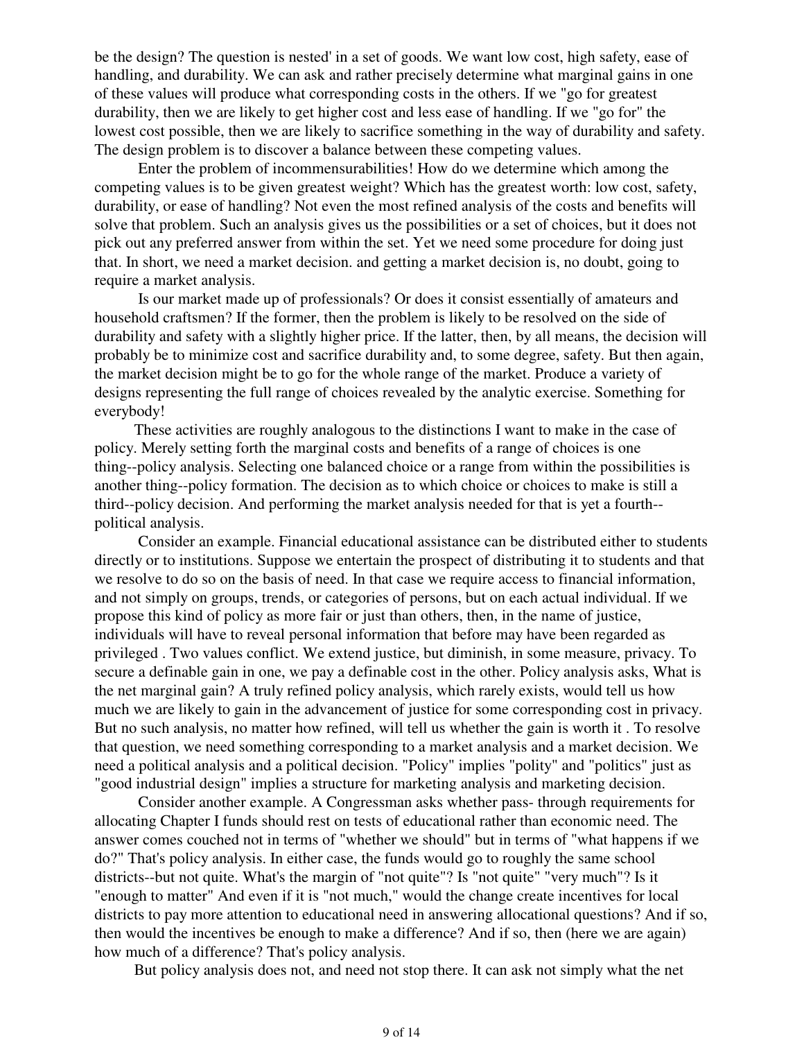be the design? The question is nested' in a set of goods. We want low cost, high safety, ease of handling, and durability. We can ask and rather precisely determine what marginal gains in one of these values will produce what corresponding costs in the others. If we "go for greatest durability, then we are likely to get higher cost and less ease of handling. If we "go for" the lowest cost possible, then we are likely to sacrifice something in the way of durability and safety. The design problem is to discover a balance between these competing values.

Enter the problem of incommensurabilities! How do we determine which among the competing values is to be given greatest weight? Which has the greatest worth: low cost, safety, durability, or ease of handling? Not even the most refined analysis of the costs and benefits will solve that problem. Such an analysis gives us the possibilities or a set of choices, but it does not pick out any preferred answer from within the set. Yet we need some procedure for doing just that. In short, we need a market decision. and getting a market decision is, no doubt, going to require a market analysis.

Is our market made up of professionals? Or does it consist essentially of amateurs and household craftsmen? If the former, then the problem is likely to be resolved on the side of durability and safety with a slightly higher price. If the latter, then, by all means, the decision will probably be to minimize cost and sacrifice durability and, to some degree, safety. But then again, the market decision might be to go for the whole range of the market. Produce a variety of designs representing the full range of choices revealed by the analytic exercise. Something for everybody!

These activities are roughly analogous to the distinctions I want to make in the case of policy. Merely setting forth the marginal costs and benefits of a range of choices is one thing--policy analysis. Selecting one balanced choice or a range from within the possibilities is another thing--policy formation. The decision as to which choice or choices to make is still a third--policy decision. And performing the market analysis needed for that is yet a fourth--political analysis.

Consider an example. Financial educational assistance can be distributed either to students directly or to institutions. Suppose we entertain the prospect of distributing it to students and that we resolve to do so on the basis of need. In that case we require access to financial information, and not simply on groups, trends, or categories of persons, but on each actual individual. If we propose this kind of policy as more fair or just than others, then, in the name of justice, individuals will have to reveal personal information that before may have been regarded as privileged . Two values conflict. We extend justice, but diminish, in some measure, privacy. To secure a definable gain in one, we pay a definable cost in the other. Policy analysis asks, What is the net marginal gain? A truly refined policy analysis, which rarely exists, would tell us how much we are likely to gain in the advancement of justice for some corresponding cost in privacy. But no such analysis, no matter how refined, will tell us whether the gain is worth it . To resolve that question, we need something corresponding to a market analysis and a market decision. We need a political analysis and a political decision. "Policy" implies "polity" and "politics" just as "good industrial design" implies a structure for marketing analysis and marketing decision.

Consider another example. A Congressman asks whether pass- through requirements for allocating Chapter I funds should rest on tests of educational rather than economic need. The answer comes couched not in terms of "whether we should" but in terms of "what happens if we do?" That's policy analysis. In either case, the funds would go to roughly the same school districts--but not quite. What's the margin of "not quite"? Is "not quite" "very much"? Is it "enough to matter" And even if it is "not much," would the change create incentives for local districts to pay more attention to educational need in answering allocational questions? And if so, then would the incentives be enough to make a difference? And if so, then (here we are again) how much of a difference? That's policy analysis.

But policy analysis does not, and need not stop there. It can ask not simply what the net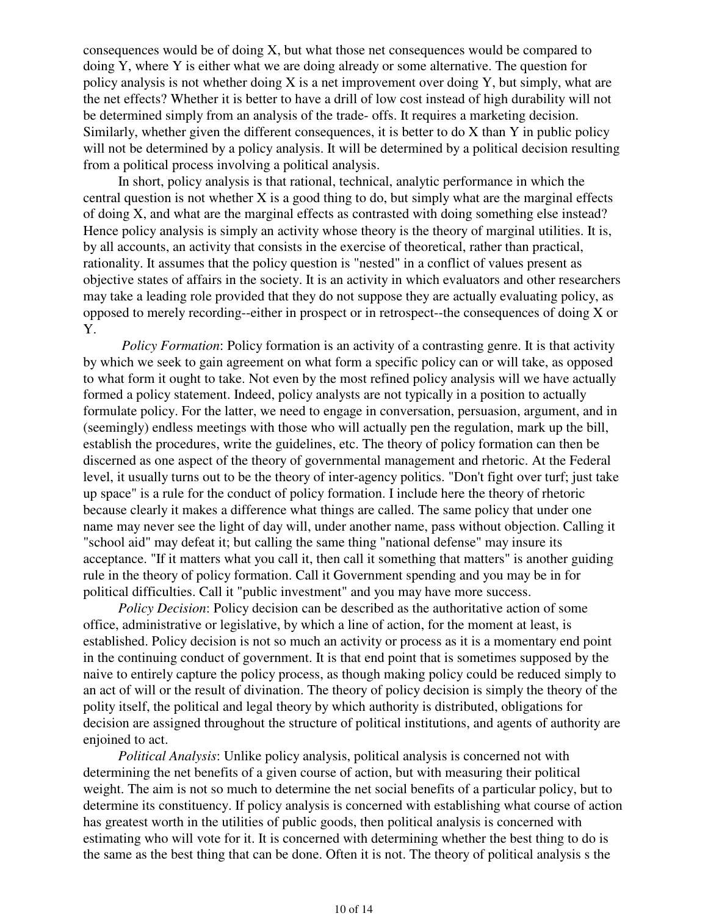consequences would be of doing X, but what those net consequences would be compared to doing Y, where Y is either what we are doing already or some alternative. The question for policy analysis is not whether doing X is a net improvement over doing Y, but simply, what are the net effects? Whether it is better to have a drill of low cost instead of high durability will not be determined simply from an analysis of the trade- offs. It requires a marketing decision. Similarly, whether given the different consequences, it is better to do X than Y in public policy will not be determined by a policy analysis. It will be determined by a political decision resulting from a political process involving a political analysis.

In short, policy analysis is that rational, technical, analytic performance in which the central question is not whether X is a good thing to do, but simply what are the marginal effects of doing X, and what are the marginal effects as contrasted with doing something else instead? Hence policy analysis is simply an activity whose theory is the theory of marginal utilities. It is, by all accounts, an activity that consists in the exercise of theoretical, rather than practical, rationality. It assumes that the policy question is "nested" in a conflict of values present as objective states of affairs in the society. It is an activity in which evaluators and other researchers may take a leading role provided that they do not suppose they are actually evaluating policy, as opposed to merely recording--either in prospect or in retrospect--the consequences of doing X or Y.

*Policy Formation*: Policy formation is an activity of a contrasting genre. It is that activity by which we seek to gain agreement on what form a specific policy can or will take, as opposed to what form it ought to take. Not even by the most refined policy analysis will we have actually formed a policy statement. Indeed, policy analysts are not typically in a position to actually formulate policy. For the latter, we need to engage in conversation, persuasion, argument, and in (seemingly) endless meetings with those who will actually pen the regulation, mark up the bill, establish the procedures, write the guidelines, etc. The theory of policy formation can then be discerned as one aspect of the theory of governmental management and rhetoric. At the Federal level, it usually turns out to be the theory of inter-agency politics. "Don't fight over turf; just take up space" is a rule for the conduct of policy formation. I include here the theory of rhetoric because clearly it makes a difference what things are called. The same policy that under one name may never see the light of day will, under another name, pass without objection. Calling it "school aid" may defeat it; but calling the same thing "national defense" may insure its acceptance. "If it matters what you call it, then call it something that matters" is another guiding rule in the theory of policy formation. Call it Government spending and you may be in for political difficulties. Call it "public investment" and you may have more success.

*Policy Decision*: Policy decision can be described as the authoritative action of some office, administrative or legislative, by which a line of action, for the moment at least, is established. Policy decision is not so much an activity or process as it is a momentary end point in the continuing conduct of government. It is that end point that is sometimes supposed by the naive to entirely capture the policy process, as though making policy could be reduced simply to an act of will or the result of divination. The theory of policy decision is simply the theory of the polity itself, the political and legal theory by which authority is distributed, obligations for decision are assigned throughout the structure of political institutions, and agents of authority are enjoined to act.

*Political Analysis*: Unlike policy analysis, political analysis is concerned not with determining the net benefits of a given course of action, but with measuring their political weight. The aim is not so much to determine the net social benefits of a particular policy, but to determine its constituency. If policy analysis is concerned with establishing what course of action has greatest worth in the utilities of public goods, then political analysis is concerned with estimating who will vote for it. It is concerned with determining whether the best thing to do is the same as the best thing that can be done. Often it is not. The theory of political analysis s the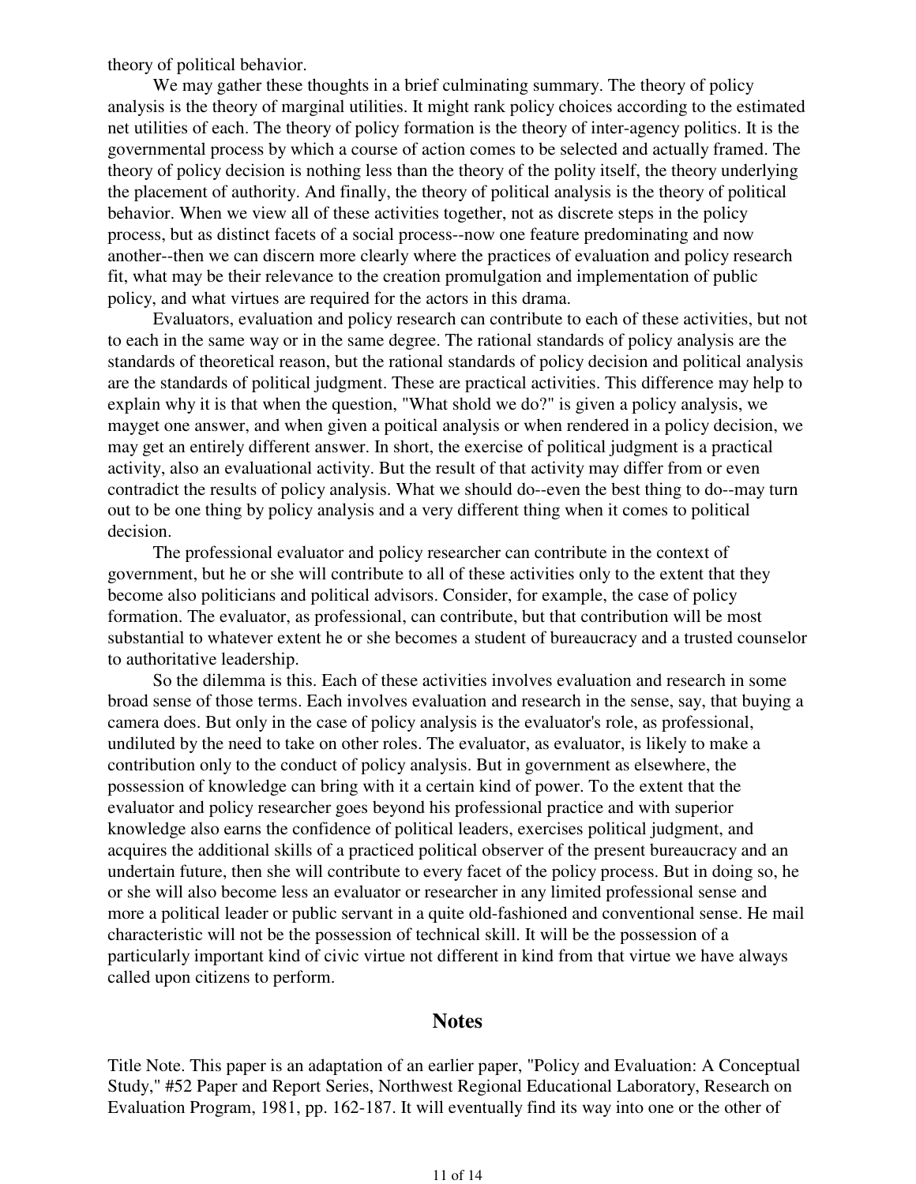theory of political behavior.

We may gather these thoughts in a brief culminating summary. The theory of policy analysis is the theory of marginal utilities. It might rank policy choices according to the estimated net utilities of each. The theory of policy formation is the theory of inter-agency politics. It is the governmental process by which a course of action comes to be selected and actually framed. The theory of policy decision is nothing less than the theory of the polity itself, the theory underlying the placement of authority. And finally, the theory of political analysis is the theory of political behavior. When we view all of these activities together, not as discrete steps in the policy process, but as distinct facets of a social process--now one feature predominating and now another--then we can discern more clearly where the practices of evaluation and policy research fit, what may be their relevance to the creation promulgation and implementation of public policy, and what virtues are required for the actors in this drama.

Evaluators, evaluation and policy research can contribute to each of these activities, but not to each in the same way or in the same degree. The rational standards of policy analysis are the standards of theoretical reason, but the rational standards of policy decision and political analysis are the standards of political judgment. These are practical activities. This difference may help to explain why it is that when the question, "What shold we do?" is given a policy analysis, we mayget one answer, and when given a poitical analysis or when rendered in a policy decision, we may get an entirely different answer. In short, the exercise of political judgment is a practical activity, also an evaluational activity. But the result of that activity may differ from or even contradict the results of policy analysis. What we should do--even the best thing to do--may turn out to be one thing by policy analysis and a very different thing when it comes to political decision.

The professional evaluator and policy researcher can contribute in the context of government, but he or she will contribute to all of these activities only to the extent that they become also politicians and political advisors. Consider, for example, the case of policy formation. The evaluator, as professional, can contribute, but that contribution will be most substantial to whatever extent he or she becomes a student of bureaucracy and a trusted counselor to authoritative leadership.

So the dilemma is this. Each of these activities involves evaluation and research in some broad sense of those terms. Each involves evaluation and research in the sense, say, that buying a camera does. But only in the case of policy analysis is the evaluator's role, as professional, undiluted by the need to take on other roles. The evaluator, as evaluator, is likely to make a contribution only to the conduct of policy analysis. But in government as elsewhere, the possession of knowledge can bring with it a certain kind of power. To the extent that the evaluator and policy researcher goes beyond his professional practice and with superior knowledge also earns the confidence of political leaders, exercises political judgment, and acquires the additional skills of a practiced political observer of the present bureaucracy and an undertain future, then she will contribute to every facet of the policy process. But in doing so, he or she will also become less an evaluator or researcher in any limited professional sense and more a political leader or public servant in a quite old-fashioned and conventional sense. He mail characteristic will not be the possession of technical skill. It will be the possession of a particularly important kind of civic virtue not different in kind from that virtue we have always called upon citizens to perform.

## Notes

Title Note. This paper is an adaptation of an earlier paper, "Policy and Evaluation: A Conceptual Study," #52 Paper and Report Series, Northwest Regional Educational Laboratory, Research on Evaluation Program, 1981, pp. 162-187. It will eventually find its way into one or the other of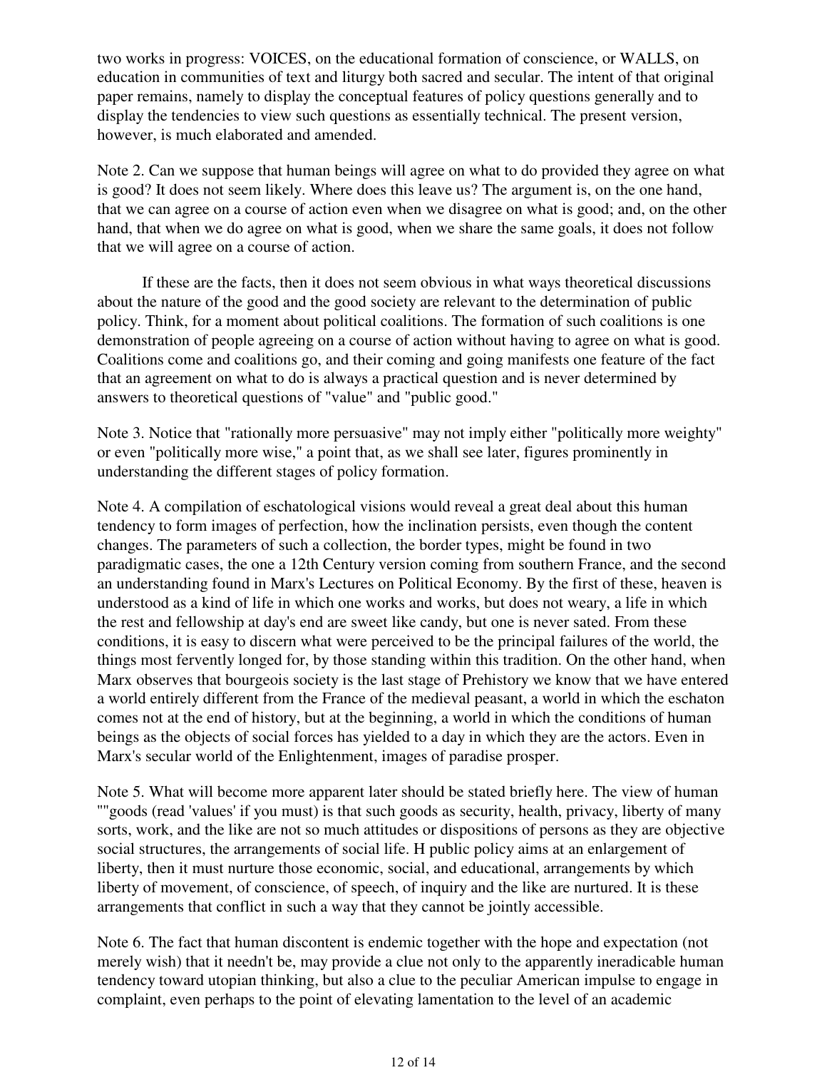two works in progress: VOICES, on the educational formation of conscience, or WALLS, on education in communities of text and liturgy both sacred and secular. The intent of that original paper remains, namely to display the conceptual features of policy questions generally and to display the tendencies to view such questions as essentially technical. The present version, however, is much elaborated and amended.

Note 2. Can we suppose that human beings will agree on what to do provided they agree on what is good? It does not seem likely. Where does this leave us? The argument is, on the one hand, that we can agree on a course of action even when we disagree on what is good; and, on the other hand, that when we do agree on what is good, when we share the same goals, it does not follow that we will agree on a course of action.

If these are the facts, then it does not seem obvious in what ways theoretical discussions about the nature of the good and the good society are relevant to the determination of public policy. Think, for a moment about political coalitions. The formation of such coalitions is one demonstration of people agreeing on a course of action without having to agree on what is good. Coalitions come and coalitions go, and their coming and going manifests one feature of the fact that an agreement on what to do is always a practical question and is never determined by answers to theoretical questions of "value" and "public good."

Note 3. Notice that "rationally more persuasive" may not imply either "politically more weighty" or even "politically more wise," a point that, as we shall see later, figures prominently in understanding the different stages of policy formation.

Note 4. A compilation of eschatological visions would reveal a great deal about this human tendency to form images of perfection, how the inclination persists, even though the content changes. The parameters of such a collection, the border types, might be found in two paradigmatic cases, the one a 12th Century version coming from southern France, and the second an understanding found in Marx's Lectures on Political Economy. By the first of these, heaven is understood as a kind of life in which one works and works, but does not weary, a life in which the rest and fellowship at day's end are sweet like candy, but one is never sated. From these conditions, it is easy to discern what were perceived to be the principal failures of the world, the things most fervently longed for, by those standing within this tradition. On the other hand, when Marx observes that bourgeois society is the last stage of Prehistory we know that we have entered a world entirely different from the France of the medieval peasant, a world in which the eschaton comes not at the end of history, but at the beginning, a world in which the conditions of human beings as the objects of social forces has yielded to a day in which they are the actors. Even in Marx's secular world of the Enlightenment, images of paradise prosper.

Note 5. What will become more apparent later should be stated briefly here. The view of human ""goods (read 'values' if you must) is that such goods as security, health, privacy, liberty of many sorts, work, and the like are not so much attitudes or dispositions of persons as they are objective social structures, the arrangements of social life. H public policy aims at an enlargement of liberty, then it must nurture those economic, social, and educational, arrangements by which liberty of movement, of conscience, of speech, of inquiry and the like are nurtured. It is these arrangements that conflict in such a way that they cannot be jointly accessible.

Note 6. The fact that human discontent is endemic together with the hope and expectation (not merely wish) that it needn't be, may provide a clue not only to the apparently ineradicable human tendency toward utopian thinking, but also a clue to the peculiar American impulse to engage in complaint, even perhaps to the point of elevating lamentation to the level of an academic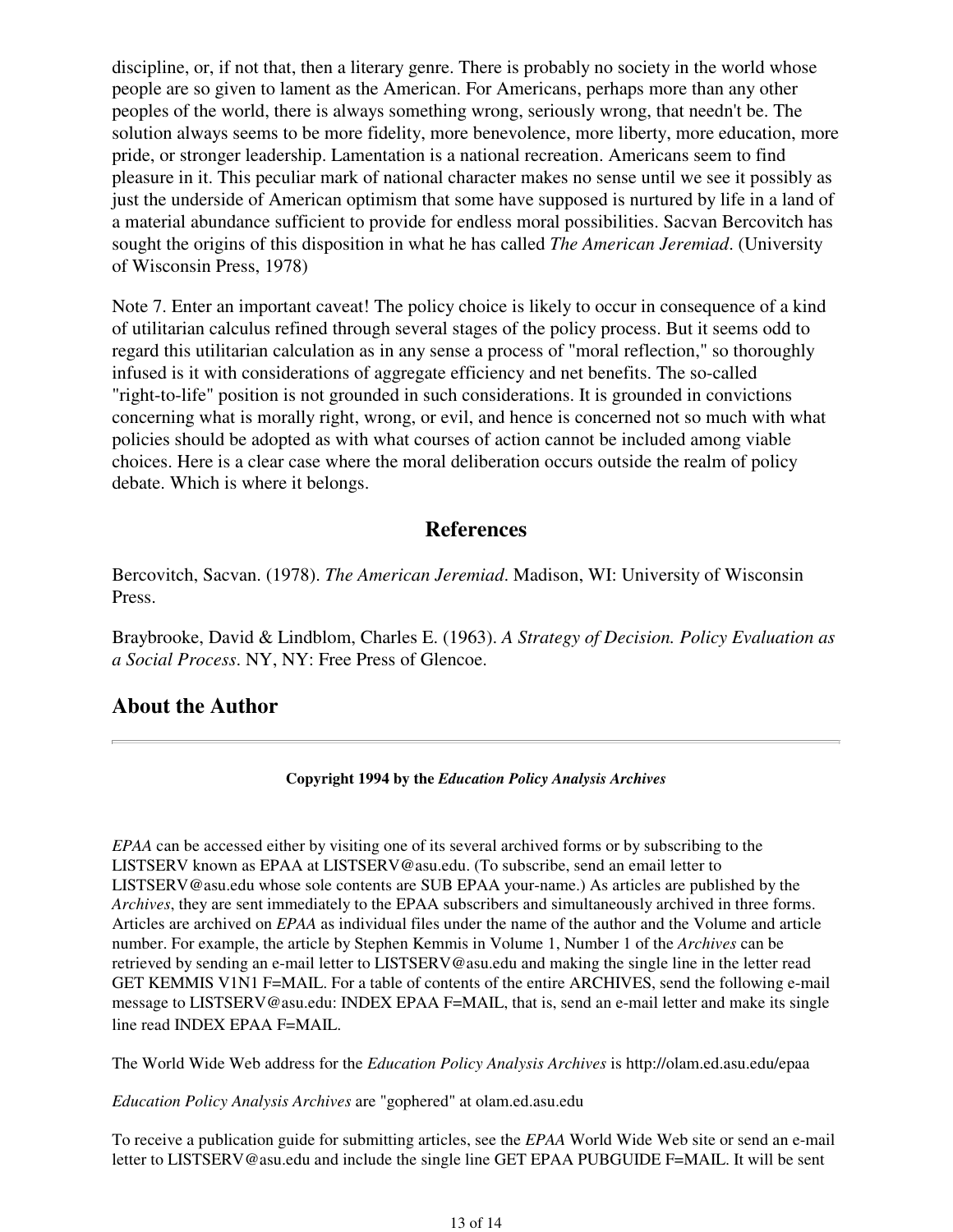discipline, or, if not that, then a literary genre. There is probably no society in the world whose people are so given to lament as the American. For Americans, perhaps more than any other peoples of the world, there is always something wrong, seriously wrong, that needn't be. The solution always seems to be more fidelity, more benevolence, more liberty, more education, more pride, or stronger leadership. Lamentation is a national recreation. Americans seem to find pleasure in it. This peculiar mark of national character makes no sense until we see it possibly as just the underside of American optimism that some have supposed is nurtured by life in a land of a material abundance sufficient to provide for endless moral possibilities. Sacvan Bercovitch has sought the origins of this disposition in what he has called *The American Jeremiad*. (University of Wisconsin Press, 1978)

Note 7. Enter an important caveat! The policy choice is likely to occur in consequence of a kind of utilitarian calculus refined through several stages of the policy process. But it seems odd to regard this utilitarian calculation as in any sense a process of "moral reflection," so thoroughly infused is it with considerations of aggregate efficiency and net benefits. The so-called "right-to-life" position is not grounded in such considerations. It is grounded in convictions concerning what is morally right, wrong, or evil, and hence is concerned not so much with what policies should be adopted as with what courses of action cannot be included among viable choices. Here is a clear case where the moral deliberation occurs outside the realm of policy debate. Which is where it belongs.

## References

Bercovitch, Sacvan. (1978). *The American Jeremiad*. Madison, WI: University of Wisconsin Press.

Braybrooke, David & Lindblom, Charles E. (1963). *A Strategy of Decision. Policy Evaluation as a Social Process*. NY, NY: Free Press of Glencoe.

## About the Author

---

**Copyright 1994 by the *Education Policy Analysis Archives***

*EPAA* can be accessed either by visiting one of its several archived forms or by subscribing to the LISTSERV known as EPAA at LISTSERV@asu.edu. (To subscribe, send an email letter to LISTSERV@asu.edu whose sole contents are SUB EPAA your-name.) As articles are published by the *Archives*, they are sent immediately to the EPAA subscribers and simultaneously archived in three forms. Articles are archived on *EPAA* as individual files under the name of the author and the Volume and article number. For example, the article by Stephen Kemmis in Volume 1, Number 1 of the *Archives* can be retrieved by sending an e-mail letter to LISTSERV@asu.edu and making the single line in the letter read GET KEMMIS V1N1 F=MAIL. For a table of contents of the entire ARCHIVES, send the following e-mail message to LISTSERV@asu.edu: INDEX EPAA F=MAIL, that is, send an e-mail letter and make its single line read INDEX EPAA F=MAIL.

The World Wide Web address for the *Education Policy Analysis Archives* is http://olam.ed.asu.edu/epaa

*Education Policy Analysis Archives* are "gophered" at olam.ed.asu.edu

To receive a publication guide for submitting articles, see the *EPAA* World Wide Web site or send an e-mail letter to LISTSERV@asu.edu and include the single line GET EPAA PUBGUIDE F=MAIL. It will be sent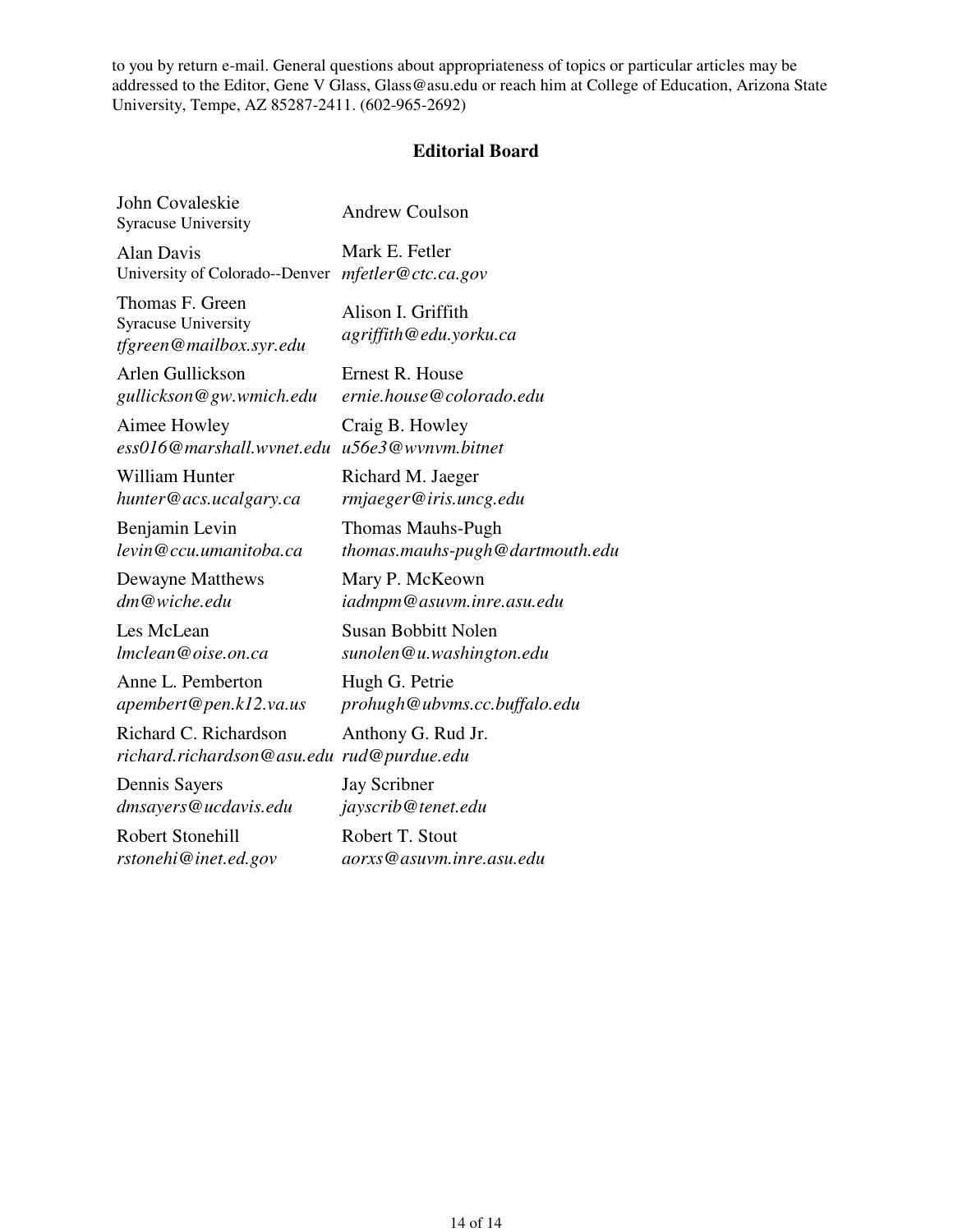to you by return e-mail. General questions about appropriateness of topics or particular articles may be addressed to the Editor, Gene V Glass, Glass@asu.edu or reach him at College of Education, Arizona State University, Tempe, AZ 85287-2411. (602-965-2692)

## Editorial Board

| | |
|---|---|
| John Covaleskie<br>Syracuse University | Andrew Coulson |
| Alan Davis<br>University of Colorado--Denver | Mark E. Fetler<br>*mfetler@ctc.ca.gov* |
| Thomas F. Green<br>Syracuse University<br>*tfgreen@mailbox.syr.edu* | Alison I. Griffith<br>*agriffith@edu.yorku.ca* |
| Arlen Gullickson<br>*gullickson@gw.wmich.edu* | Ernest R. House<br>*ernie.house@colorado.edu* |
| Aimee Howley<br>*ess016@marshall.wvnet.edu* | Craig B. Howley<br>*u56e3@wvnvm.bitnet* |
| William Hunter<br>*hunter@acs.ucalgary.ca* | Richard M. Jaeger<br>*rmjaeger@iris.uncg.edu* |
| Benjamin Levin<br>*levin@ccu.umanitoba.ca* | Thomas Mauhs-Pugh<br>*thomas.mauhs-pugh@dartmouth.edu* |
| Dewayne Matthews<br>*dm@wiche.edu* | Mary P. McKeown<br>*iadmpm@asuvm.inre.asu.edu* |
| Les McLean<br>*lmclean@oise.on.ca* | Susan Bobbitt Nolen<br>*sunolen@u.washington.edu* |
| Anne L. Pemberton<br>*apembert@pen.k12.va.us* | Hugh G. Petrie<br>*prohugh@ubvms.cc.buffalo.edu* |
| Richard C. Richardson<br>*richard.richardson@asu.edu* | Anthony G. Rud Jr.<br>*rud@purdue.edu* |
| Dennis Sayers<br>*dmsayers@ucdavis.edu* | Jay Scribner<br>*jayscrib@tenet.edu* |
| Robert Stonehill<br>*rstonehi@inet.ed.gov* | Robert T. Stout<br>*aorxs@asuvm.inre.asu.edu* |